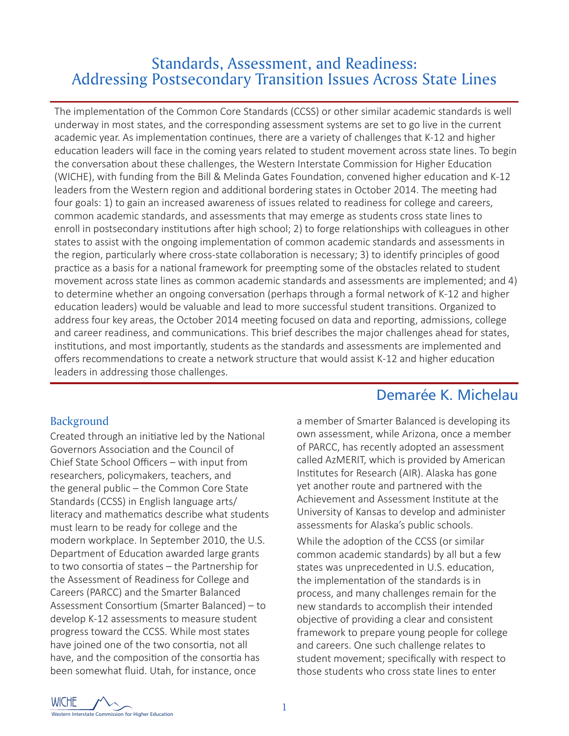# Standards, Assessment, and Readiness: Addressing Postsecondary Transition Issues Across State Lines

The implementation of the Common Core Standards (CCSS) or other similar academic standards is well underway in most states, and the corresponding assessment systems are set to go live in the current academic year. As implementation continues, there are a variety of challenges that K-12 and higher education leaders will face in the coming years related to student movement across state lines. To begin the conversation about these challenges, the Western Interstate Commission for Higher Education (WICHE), with funding from the Bill & Melinda Gates Foundation, convened higher education and K-12 leaders from the Western region and additional bordering states in October 2014. The meeting had four goals: 1) to gain an increased awareness of issues related to readiness for college and careers, common academic standards, and assessments that may emerge as students cross state lines to enroll in postsecondary institutions after high school; 2) to forge relationships with colleagues in other states to assist with the ongoing implementation of common academic standards and assessments in the region, particularly where cross-state collaboration is necessary; 3) to identify principles of good practice as a basis for a national framework for preempting some of the obstacles related to student movement across state lines as common academic standards and assessments are implemented; and 4) to determine whether an ongoing conversation (perhaps through a formal network of K-12 and higher education leaders) would be valuable and lead to more successful student transitions. Organized to address four key areas, the October 2014 meeting focused on data and reporting, admissions, college and career readiness, and communications. This brief describes the major challenges ahead for states, institutions, and most importantly, students as the standards and assessments are implemented and offers recommendations to create a network structure that would assist K-12 and higher education leaders in addressing those challenges.

Demarée K. Michelau

## Background

Created through an initiative led by the National Governors Association and the Council of Chief State School Officers – with input from researchers, policymakers, teachers, and the general public – the Common Core State Standards (CCSS) in English language arts/literacy and mathematics describe what students must learn to be ready for college and the modern workplace. In September 2010, the U.S. Department of Education awarded large grants to two consortia of states – the Partnership for the Assessment of Readiness for College and Careers (PARCC) and the Smarter Balanced Assessment Consortium (Smarter Balanced) – to develop K-12 assessments to measure student progress toward the CCSS. While most states have joined one of the two consortia, not all have, and the composition of the consortia has been somewhat fluid. Utah, for instance, once a member of Smarter Balanced is developing its own assessment, while Arizona, once a member of PARCC, has recently adopted an assessment called AzMERIT, which is provided by American Institutes for Research (AIR). Alaska has gone yet another route and partnered with the Achievement and Assessment Institute at the University of Kansas to develop and administer assessments for Alaska's public schools.

While the adoption of the CCSS (or similar common academic standards) by all but a few states was unprecedented in U.S. education, the implementation of the standards is in process, and many challenges remain for the new standards to accomplish their intended objective of providing a clear and consistent framework to prepare young people for college and careers. One such challenge relates to student movement; specifically with respect to those students who cross state lines to enter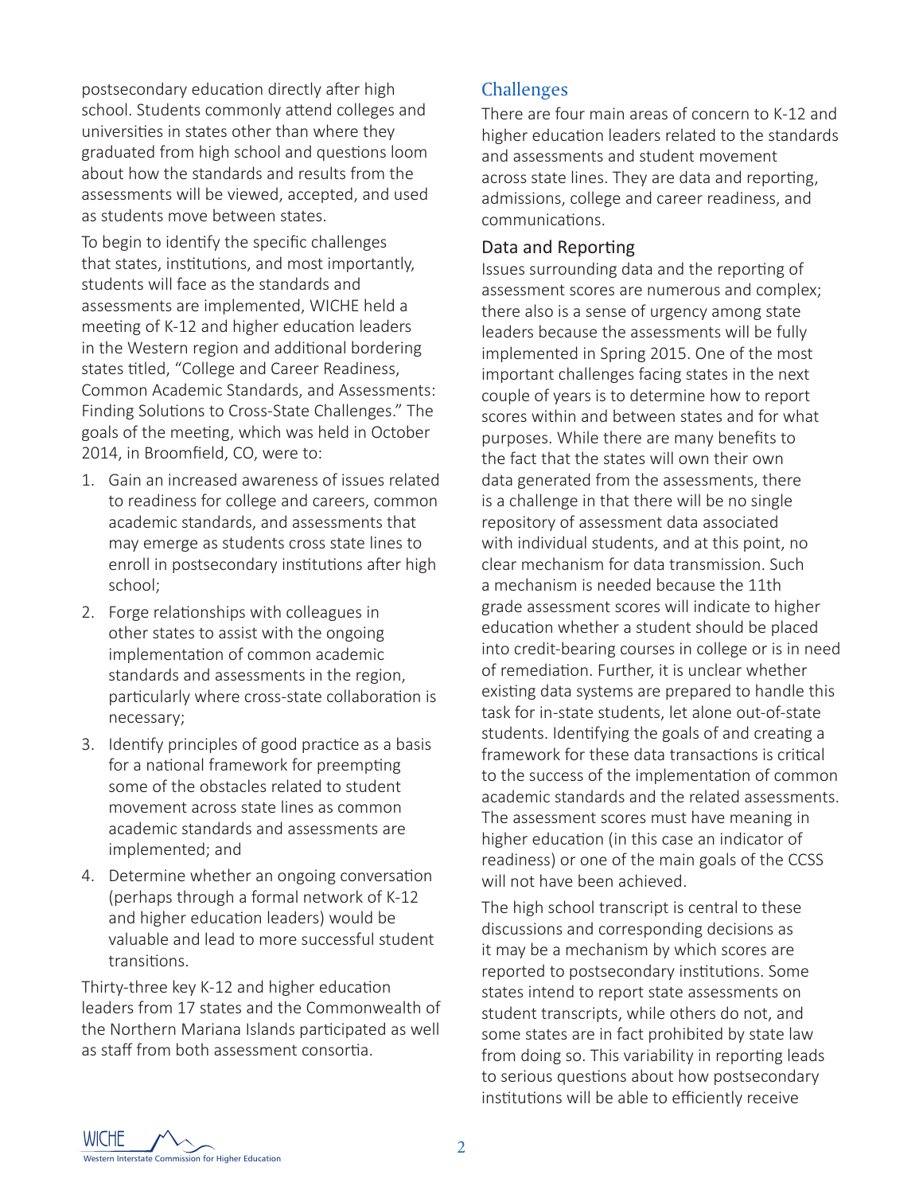postsecondary education directly after high school. Students commonly attend colleges and universities in states other than where they graduated from high school and questions loom about how the standards and results from the assessments will be viewed, accepted, and used as students move between states.

To begin to identify the specific challenges that states, institutions, and most importantly, students will face as the standards and assessments are implemented, WICHE held a meeting of K-12 and higher education leaders in the Western region and additional bordering states titled, "College and Career Readiness, Common Academic Standards, and Assessments: Finding Solutions to Cross-State Challenges." The goals of the meeting, which was held in October 2014, in Broomfield, CO, were to:

1. Gain an increased awareness of issues related to readiness for college and careers, common academic standards, and assessments that may emerge as students cross state lines to enroll in postsecondary institutions after high school;
2. Forge relationships with colleagues in other states to assist with the ongoing implementation of common academic standards and assessments in the region, particularly where cross-state collaboration is necessary;
3. Identify principles of good practice as a basis for a national framework for preempting some of the obstacles related to student movement across state lines as common academic standards and assessments are implemented; and
4. Determine whether an ongoing conversation (perhaps through a formal network of K-12 and higher education leaders) would be valuable and lead to more successful student transitions.

Thirty-three key K-12 and higher education leaders from 17 states and the Commonwealth of the Northern Mariana Islands participated as well as staff from both assessment consortia.

## Challenges

There are four main areas of concern to K-12 and higher education leaders related to the standards and assessments and student movement across state lines. They are data and reporting, admissions, college and career readiness, and communications.

### Data and Reporting

Issues surrounding data and the reporting of assessment scores are numerous and complex; there also is a sense of urgency among state leaders because the assessments will be fully implemented in Spring 2015. One of the most important challenges facing states in the next couple of years is to determine how to report scores within and between states and for what purposes. While there are many benefits to the fact that the states will own their own data generated from the assessments, there is a challenge in that there will be no single repository of assessment data associated with individual students, and at this point, no clear mechanism for data transmission. Such a mechanism is needed because the 11th grade assessment scores will indicate to higher education whether a student should be placed into credit-bearing courses in college or is in need of remediation. Further, it is unclear whether existing data systems are prepared to handle this task for in-state students, let alone out-of-state students. Identifying the goals of and creating a framework for these data transactions is critical to the success of the implementation of common academic standards and the related assessments. The assessment scores must have meaning in higher education (in this case an indicator of readiness) or one of the main goals of the CCSS will not have been achieved.

The high school transcript is central to these discussions and corresponding decisions as it may be a mechanism by which scores are reported to postsecondary institutions. Some states intend to report state assessments on student transcripts, while others do not, and some states are in fact prohibited by state law from doing so. This variability in reporting leads to serious questions about how postsecondary institutions will be able to efficiently receive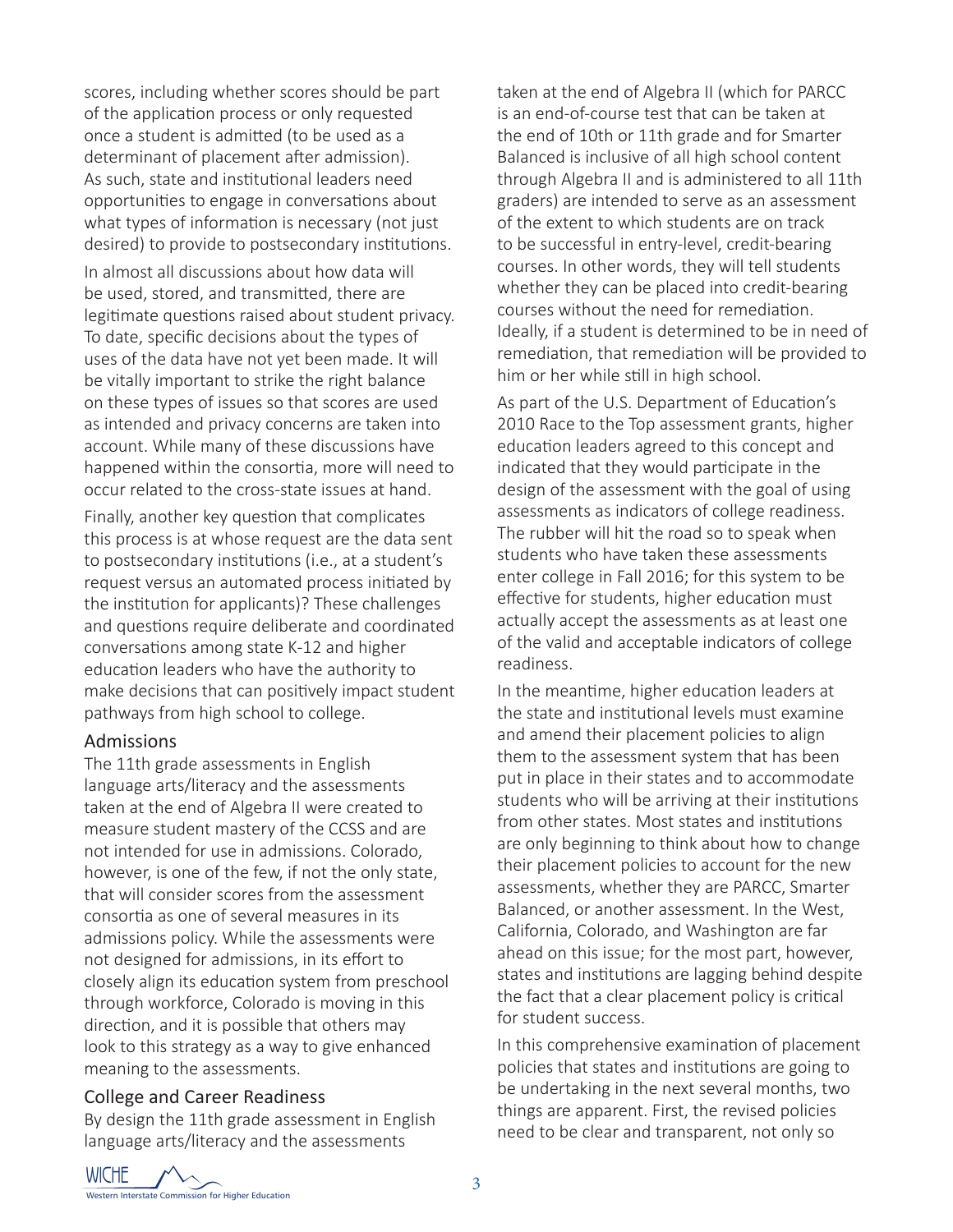scores, including whether scores should be part of the application process or only requested once a student is admitted (to be used as a determinant of placement after admission). As such, state and institutional leaders need opportunities to engage in conversations about what types of information is necessary (not just desired) to provide to postsecondary institutions.

In almost all discussions about how data will be used, stored, and transmitted, there are legitimate questions raised about student privacy. To date, specific decisions about the types of uses of the data have not yet been made. It will be vitally important to strike the right balance on these types of issues so that scores are used as intended and privacy concerns are taken into account. While many of these discussions have happened within the consortia, more will need to occur related to the cross-state issues at hand.

Finally, another key question that complicates this process is at whose request are the data sent to postsecondary institutions (i.e., at a student's request versus an automated process initiated by the institution for applicants)? These challenges and questions require deliberate and coordinated conversations among state K-12 and higher education leaders who have the authority to make decisions that can positively impact student pathways from high school to college.

## Admissions

The 11th grade assessments in English language arts/literacy and the assessments taken at the end of Algebra II were created to measure student mastery of the CCSS and are not intended for use in admissions. Colorado, however, is one of the few, if not the only state, that will consider scores from the assessment consortia as one of several measures in its admissions policy. While the assessments were not designed for admissions, in its effort to closely align its education system from preschool through workforce, Colorado is moving in this direction, and it is possible that others may look to this strategy as a way to give enhanced meaning to the assessments.

## College and Career Readiness

By design the 11th grade assessment in English language arts/literacy and the assessments taken at the end of Algebra II (which for PARCC is an end-of-course test that can be taken at the end of 10th or 11th grade and for Smarter Balanced is inclusive of all high school content through Algebra II and is administered to all 11th graders) are intended to serve as an assessment of the extent to which students are on track to be successful in entry-level, credit-bearing courses. In other words, they will tell students whether they can be placed into credit-bearing courses without the need for remediation. Ideally, if a student is determined to be in need of remediation, that remediation will be provided to him or her while still in high school.

As part of the U.S. Department of Education's 2010 Race to the Top assessment grants, higher education leaders agreed to this concept and indicated that they would participate in the design of the assessment with the goal of using assessments as indicators of college readiness. The rubber will hit the road so to speak when students who have taken these assessments enter college in Fall 2016; for this system to be effective for students, higher education must actually accept the assessments as at least one of the valid and acceptable indicators of college readiness.

In the meantime, higher education leaders at the state and institutional levels must examine and amend their placement policies to align them to the assessment system that has been put in place in their states and to accommodate students who will be arriving at their institutions from other states. Most states and institutions are only beginning to think about how to change their placement policies to account for the new assessments, whether they are PARCC, Smarter Balanced, or another assessment. In the West, California, Colorado, and Washington are far ahead on this issue; for the most part, however, states and institutions are lagging behind despite the fact that a clear placement policy is critical for student success.

In this comprehensive examination of placement policies that states and institutions are going to be undertaking in the next several months, two things are apparent. First, the revised policies need to be clear and transparent, not only so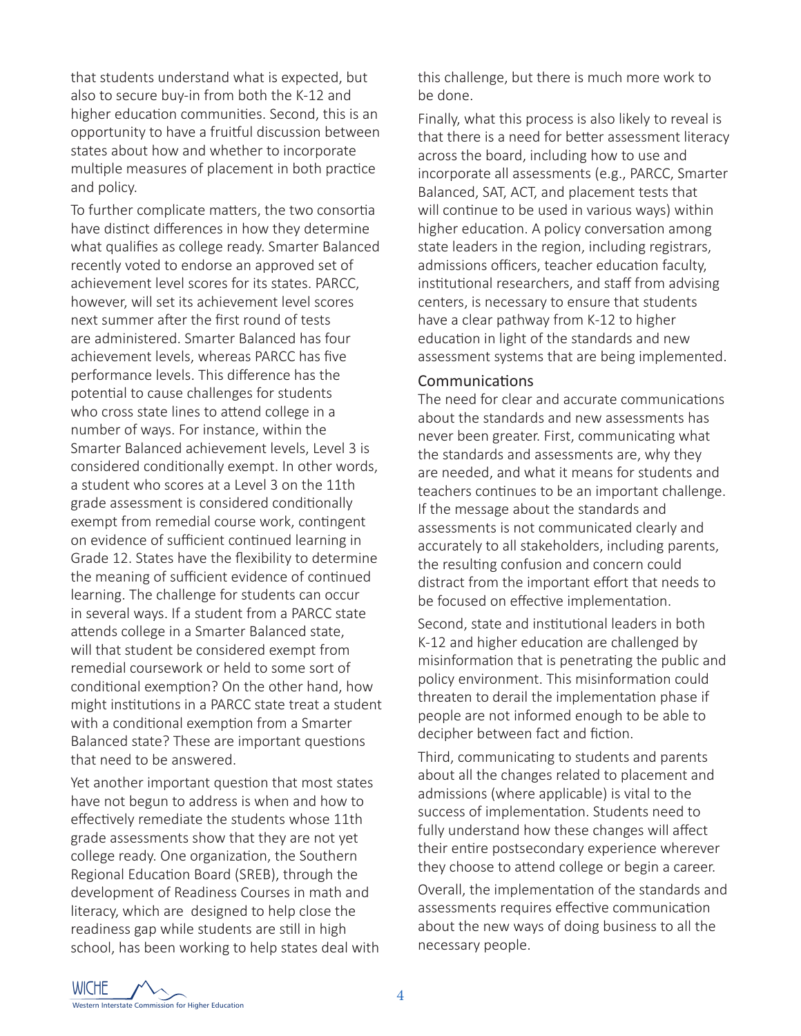that students understand what is expected, but also to secure buy-in from both the K-12 and higher education communities. Second, this is an opportunity to have a fruitful discussion between states about how and whether to incorporate multiple measures of placement in both practice and policy.

To further complicate matters, the two consortia have distinct differences in how they determine what qualifies as college ready. Smarter Balanced recently voted to endorse an approved set of achievement level scores for its states. PARCC, however, will set its achievement level scores next summer after the first round of tests are administered. Smarter Balanced has four achievement levels, whereas PARCC has five performance levels. This difference has the potential to cause challenges for students who cross state lines to attend college in a number of ways. For instance, within the Smarter Balanced achievement levels, Level 3 is considered conditionally exempt. In other words, a student who scores at a Level 3 on the 11th grade assessment is considered conditionally exempt from remedial course work, contingent on evidence of sufficient continued learning in Grade 12. States have the flexibility to determine the meaning of sufficient evidence of continued learning. The challenge for students can occur in several ways. If a student from a PARCC state attends college in a Smarter Balanced state, will that student be considered exempt from remedial coursework or held to some sort of conditional exemption? On the other hand, how might institutions in a PARCC state treat a student with a conditional exemption from a Smarter Balanced state? These are important questions that need to be answered.

Yet another important question that most states have not begun to address is when and how to effectively remediate the students whose 11th grade assessments show that they are not yet college ready. One organization, the Southern Regional Education Board (SREB), through the development of Readiness Courses in math and literacy, which are designed to help close the readiness gap while students are still in high school, has been working to help states deal with this challenge, but there is much more work to be done.

Finally, what this process is also likely to reveal is that there is a need for better assessment literacy across the board, including how to use and incorporate all assessments (e.g., PARCC, Smarter Balanced, SAT, ACT, and placement tests that will continue to be used in various ways) within higher education. A policy conversation among state leaders in the region, including registrars, admissions officers, teacher education faculty, institutional researchers, and staff from advising centers, is necessary to ensure that students have a clear pathway from K-12 to higher education in light of the standards and new assessment systems that are being implemented.

### Communications

The need for clear and accurate communications about the standards and new assessments has never been greater. First, communicating what the standards and assessments are, why they are needed, and what it means for students and teachers continues to be an important challenge. If the message about the standards and assessments is not communicated clearly and accurately to all stakeholders, including parents, the resulting confusion and concern could distract from the important effort that needs to be focused on effective implementation.

Second, state and institutional leaders in both K-12 and higher education are challenged by misinformation that is penetrating the public and policy environment. This misinformation could threaten to derail the implementation phase if people are not informed enough to be able to decipher between fact and fiction.

Third, communicating to students and parents about all the changes related to placement and admissions (where applicable) is vital to the success of implementation. Students need to fully understand how these changes will affect their entire postsecondary experience wherever they choose to attend college or begin a career.

Overall, the implementation of the standards and assessments requires effective communication about the new ways of doing business to all the necessary people.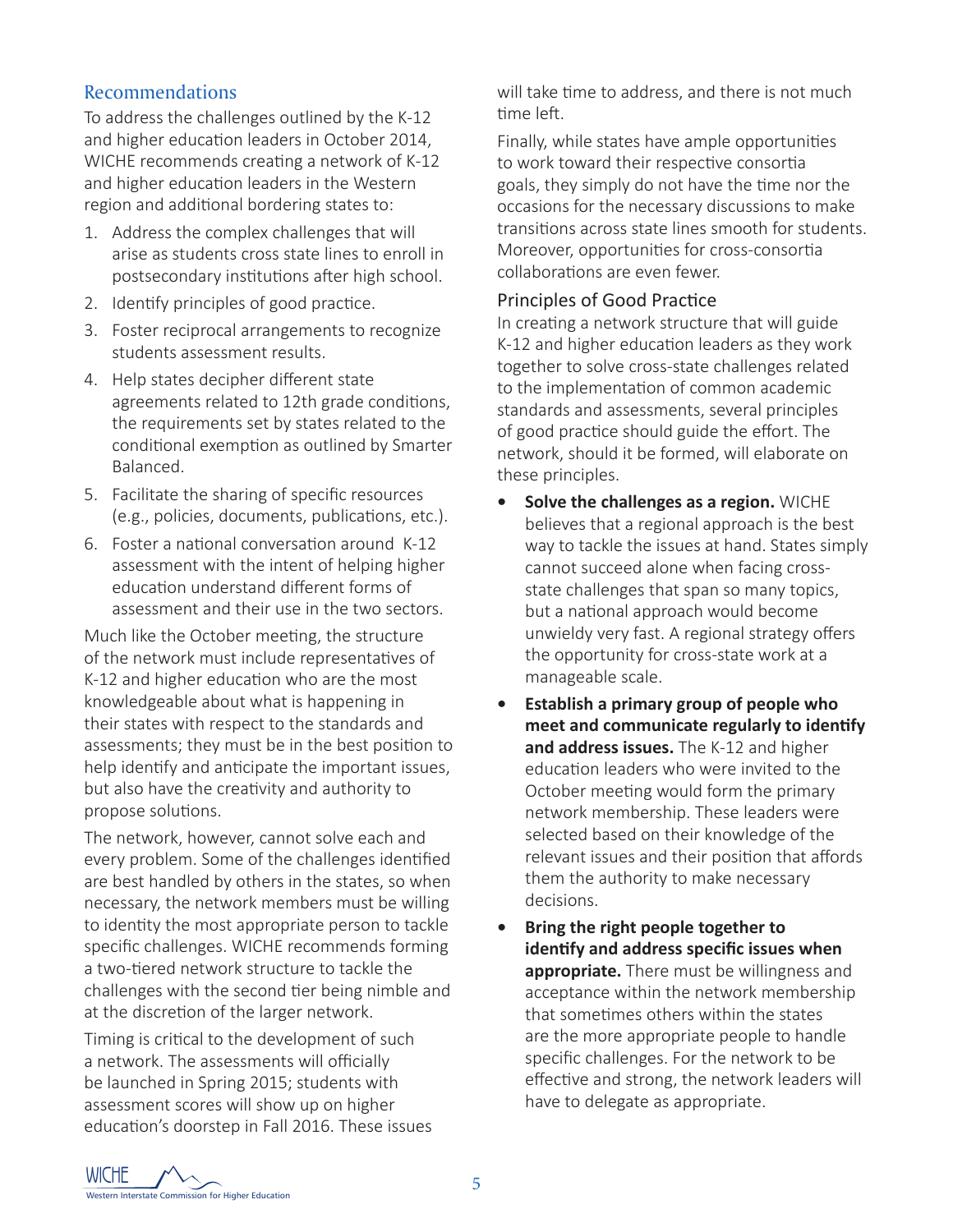## Recommendations

To address the challenges outlined by the K-12 and higher education leaders in October 2014, WICHE recommends creating a network of K-12 and higher education leaders in the Western region and additional bordering states to:

1. Address the complex challenges that will arise as students cross state lines to enroll in postsecondary institutions after high school.
2. Identify principles of good practice.
3. Foster reciprocal arrangements to recognize students assessment results.
4. Help states decipher different state agreements related to 12th grade conditions, the requirements set by states related to the conditional exemption as outlined by Smarter Balanced.
5. Facilitate the sharing of specific resources (e.g., policies, documents, publications, etc.).
6. Foster a national conversation around K-12 assessment with the intent of helping higher education understand different forms of assessment and their use in the two sectors.

Much like the October meeting, the structure of the network must include representatives of K-12 and higher education who are the most knowledgeable about what is happening in their states with respect to the standards and assessments; they must be in the best position to help identify and anticipate the important issues, but also have the creativity and authority to propose solutions.

The network, however, cannot solve each and every problem. Some of the challenges identified are best handled by others in the states, so when necessary, the network members must be willing to identity the most appropriate person to tackle specific challenges. WICHE recommends forming a two-tiered network structure to tackle the challenges with the second tier being nimble and at the discretion of the larger network.

Timing is critical to the development of such a network. The assessments will officially be launched in Spring 2015; students with assessment scores will show up on higher education's doorstep in Fall 2016. These issues will take time to address, and there is not much time left.

Finally, while states have ample opportunities to work toward their respective consortia goals, they simply do not have the time nor the occasions for the necessary discussions to make transitions across state lines smooth for students. Moreover, opportunities for cross-consortia collaborations are even fewer.

### Principles of Good Practice

In creating a network structure that will guide K-12 and higher education leaders as they work together to solve cross-state challenges related to the implementation of common academic standards and assessments, several principles of good practice should guide the effort. The network, should it be formed, will elaborate on these principles.

- **Solve the challenges as a region.** WICHE believes that a regional approach is the best way to tackle the issues at hand. States simply cannot succeed alone when facing cross-state challenges that span so many topics, but a national approach would become unwieldy very fast. A regional strategy offers the opportunity for cross-state work at a manageable scale.
- **Establish a primary group of people who meet and communicate regularly to identify and address issues.** The K-12 and higher education leaders who were invited to the October meeting would form the primary network membership. These leaders were selected based on their knowledge of the relevant issues and their position that affords them the authority to make necessary decisions.
- **Bring the right people together to identify and address specific issues when appropriate.** There must be willingness and acceptance within the network membership that sometimes others within the states are the more appropriate people to handle specific challenges. For the network to be effective and strong, the network leaders will have to delegate as appropriate.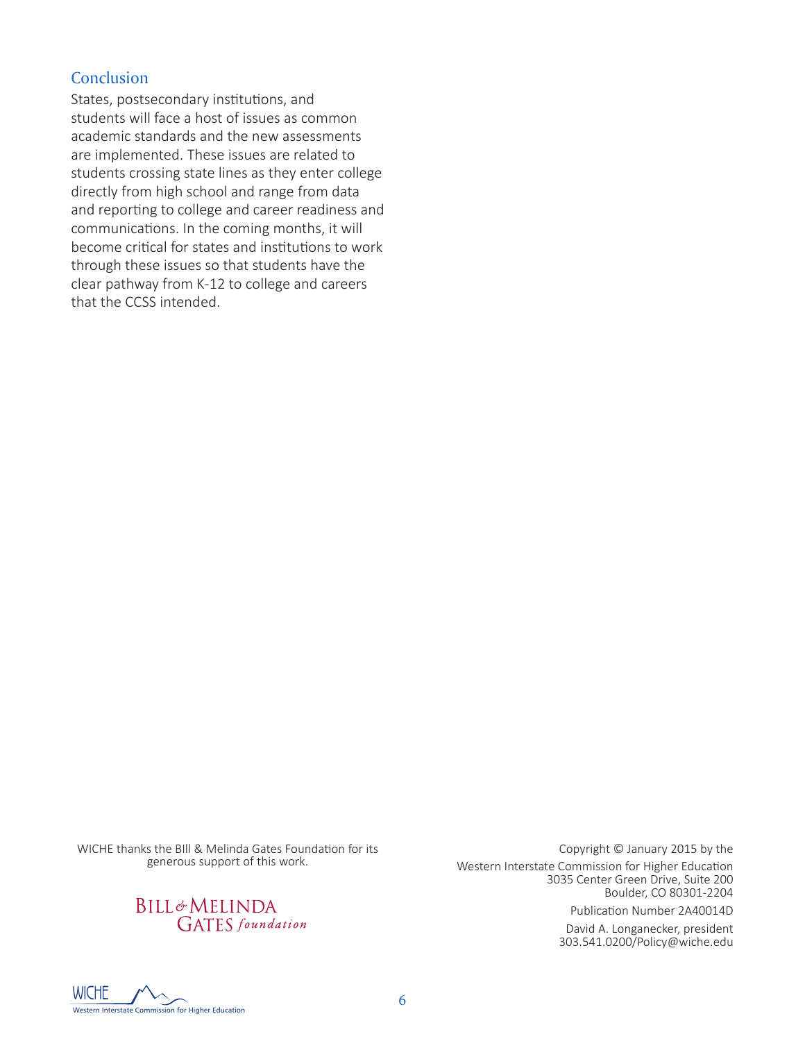## Conclusion

States, postsecondary institutions, and students will face a host of issues as common academic standards and the new assessments are implemented. These issues are related to students crossing state lines as they enter college directly from high school and range from data and reporting to college and career readiness and communications. In the coming months, it will become critical for states and institutions to work through these issues so that students have the clear pathway from K-12 to college and careers that the CCSS intended.

WICHE thanks the BIll & Melinda Gates Foundation for its generous support of this work.

BILL & MELINDA GATES *foundation*

Copyright © January 2015 by the

Western Interstate Commission for Higher Education
3035 Center Green Drive, Suite 200
Boulder, CO 80301-2204

Publication Number 2A40014D

David A. Longanecker, president
303.541.0200/Policy@wiche.edu